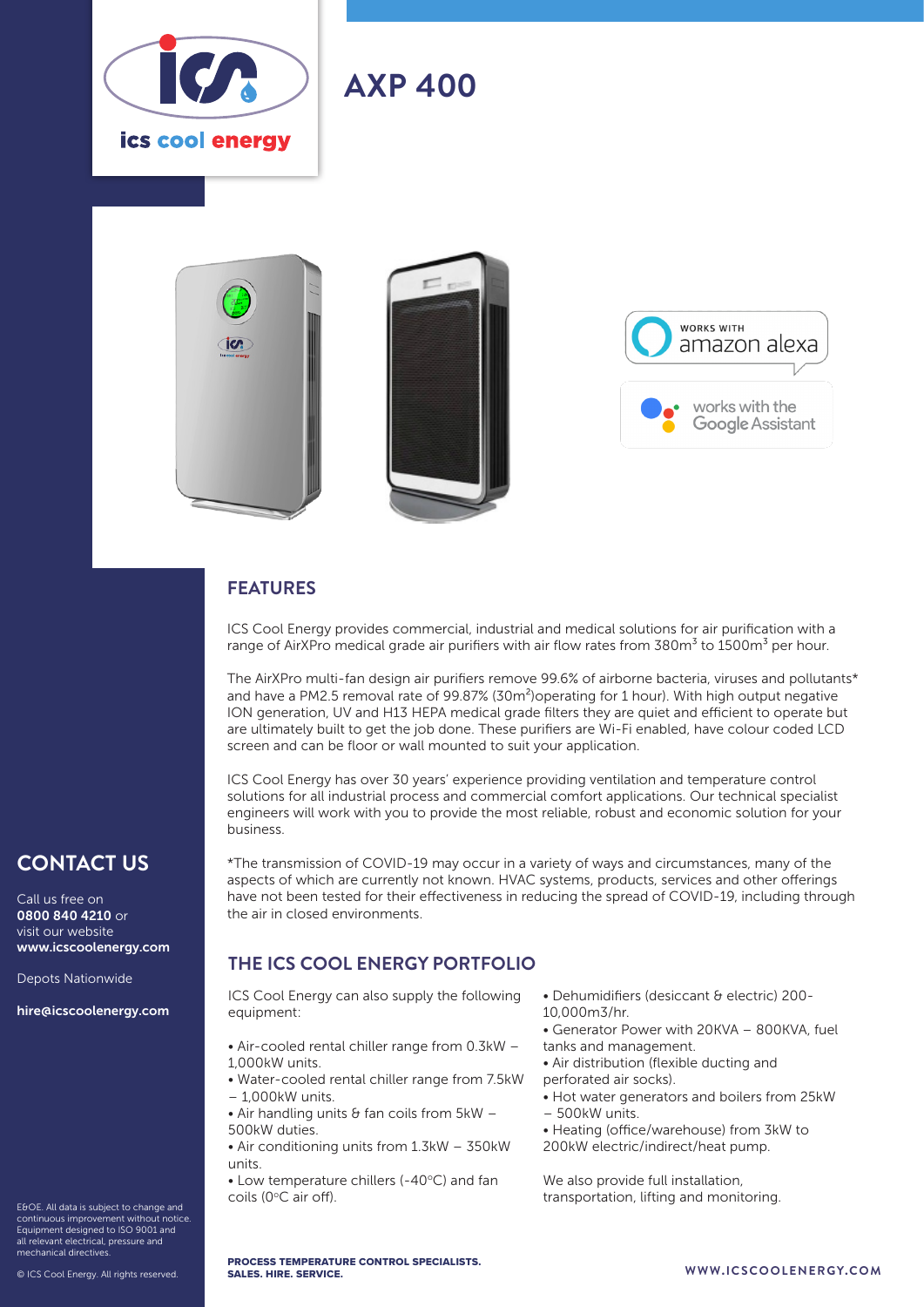# AXP 400

## FEATURES

ICS Cool Energy provides commercial, industrial and medical solutions for air purification with a range of AirXPro medical grade air purifiers with air flow rates from 380m$^3$ to 1500m$^3$ per hour.

The AirXPro multi-fan design air purifiers remove 99.6% of airborne bacteria, viruses and pollutants* and have a PM2.5 removal rate of 99.87% (30m$^2$)operating for 1 hour). With high output negative ION generation, UV and H13 HEPA medical grade filters they are quiet and efficient to operate but are ultimately built to get the job done. These purifiers are Wi-Fi enabled, have colour coded LCD screen and can be floor or wall mounted to suit your application.

ICS Cool Energy has over 30 years' experience providing ventilation and temperature control solutions for all industrial process and commercial comfort applications. Our technical specialist engineers will work with you to provide the most reliable, robust and economic solution for your business.

*The transmission of COVID-19 may occur in a variety of ways and circumstances, many of the aspects of which are currently not known. HVAC systems, products, services and other offerings have not been tested for their effectiveness in reducing the spread of COVID-19, including through the air in closed environments.

## THE ICS COOL ENERGY PORTFOLIO

ICS Cool Energy can also supply the following equipment:

- Air-cooled rental chiller range from 0.3kW – 1,000kW units.
- Water-cooled rental chiller range from 7.5kW – 1,000kW units.
- Air handling units & fan coils from 5kW – 500kW duties.
- Air conditioning units from 1.3kW – 350kW units.
- Low temperature chillers (-40°C) and fan coils (0°C air off).
- Dehumidifiers (desiccant & electric) 200-10,000m3/hr.
- Generator Power with 20KVA – 800KVA, fuel tanks and management.
- Air distribution (flexible ducting and perforated air socks).
- Hot water generators and boilers from 25kW – 500kW units.
- Heating (office/warehouse) from 3kW to 200kW electric/indirect/heat pump.

We also provide full installation, transportation, lifting and monitoring.

## CONTACT US

Call us free on **0800 840 4210** or visit our website **www.icscoolenergy.com**

Depots Nationwide

**hire@icscoolenergy.com**

E&OE. All data is subject to change and continuous improvement without notice. Equipment designed to ISO 9001 and all relevant electrical, pressure and mechanical directives.

© ICS Cool Energy. All rights reserved.

**PROCESS TEMPERATURE CONTROL SPECIALISTS. SALES. HIRE. SERVICE.**

**WWW.ICSCOOLENERGY.COM**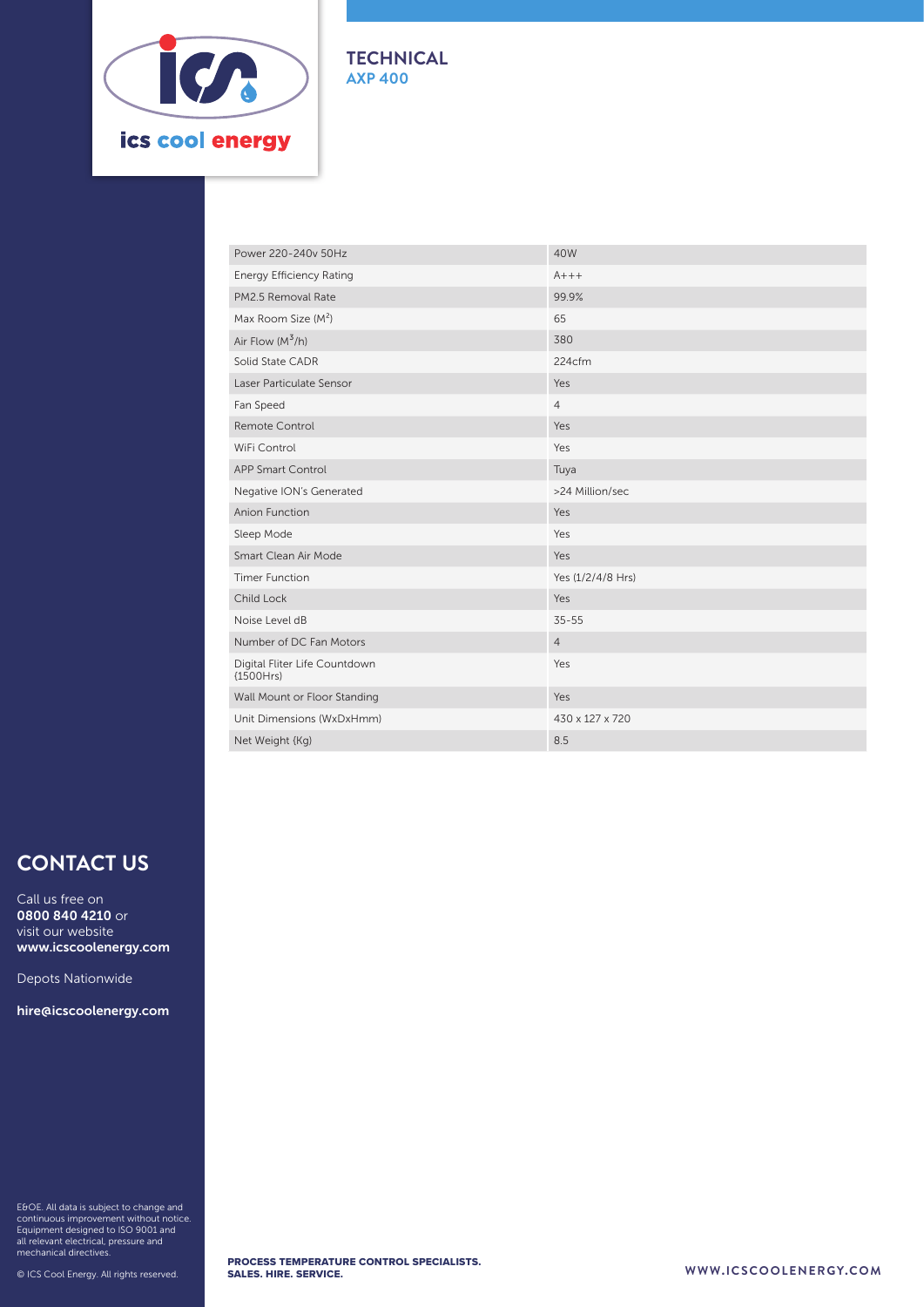# TECHNICAL

## AXP 400

| | |
|---|---|
| Power 220-240v 50Hz | 40W |
| Energy Efficiency Rating | A+++ |
| PM2.5 Removal Rate | 99.9% |
| Max Room Size ($M^2$) | 65 |
| Air Flow ($M^3$/h) | 380 |
| Solid State CADR | 224cfm |
| Laser Particulate Sensor | Yes |
| Fan Speed | 4 |
| Remote Control | Yes |
| WiFi Control | Yes |
| APP Smart Control | Tuya |
| Negative ION's Generated | >24 Million/sec |
| Anion Function | Yes |
| Sleep Mode | Yes |
| Smart Clean Air Mode | Yes |
| Timer Function | Yes (1/2/4/8 Hrs) |
| Child Lock | Yes |
| Noise Level dB | 35-55 |
| Number of DC Fan Motors | 4 |
| Digital Fliter Life Countdown (1500Hrs) | Yes |
| Wall Mount or Floor Standing | Yes |
| Unit Dimensions (WxDxHmm) | 430 x 127 x 720 |
| Net Weight (Kg) | 8.5 |

## CONTACT US

Call us free on **0800 840 4210** or visit our website **www.icscoolenergy.com**

Depots Nationwide

**hire@icscoolenergy.com**

E&OE. All data is subject to change and continuous improvement without notice. Equipment designed to ISO 9001 and all relevant electrical, pressure and mechanical directives.

© ICS Cool Energy. All rights reserved.

**PROCESS TEMPERATURE CONTROL SPECIALISTS. SALES. HIRE. SERVICE.**

**WWW.ICSCOOLENERGY.COM**